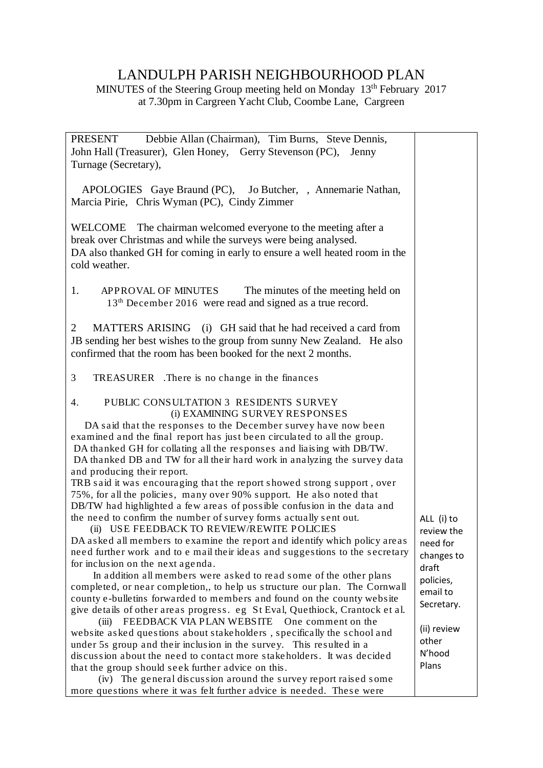# LANDULPH PARISH NEIGHBOURHOOD PLAN

MINUTES of the Steering Group meeting held on Monday 13th February 2017 at 7.30pm in Cargreen Yacht Club, Coombe Lane, Cargreen

| | |
|---|---|
| PRESENT Debbie Allan (Chairman), Tim Burns, Steve Dennis, John Hall (Treasurer), Glen Honey, Gerry Stevenson (PC), Jenny Turnage (Secretary),<br><br>APOLOGIES Gaye Braund (PC), Jo Butcher, , Annemarie Nathan, Marcia Pirie, Chris Wyman (PC), Cindy Zimmer<br><br>WELCOME The chairman welcomed everyone to the meeting after a break over Christmas and while the surveys were being analysed. DA also thanked GH for coming in early to ensure a well heated room in the cold weather.<br><br>1. APPROVAL OF MINUTES The minutes of the meeting held on 13th December 2016 were read and signed as a true record.<br><br>2 MATTERS ARISING (i) GH said that he had received a card from JB sending her best wishes to the group from sunny New Zealand. He also confirmed that the room has been booked for the next 2 months.<br><br>3 TREASURER .There is no change in the finances<br><br>4. PUBLIC CONSULTATION 3 RESIDENTS SURVEY<br>(i) EXAMINING SURVEY RESPONSES<br>DA said that the responses to the December survey have now been examined and the final report has just been circulated to all the group. DA thanked GH for collating all the responses and liaising with DB/TW. DA thanked DB and TW for all their hard work in analyzing the survey data and producing their report.<br>TRB said it was encouraging that the report showed strong support , over 75%, for all the policies, many over 90% support. He also noted that DB/TW had highlighted a few areas of possible confusion in the data and the need to confirm the number of survey forms actually sent out.<br>(ii) USE FEEDBACK TO REVIEW/REWITE POLICIES<br>DA asked all members to examine the report and identify which policy areas need further work and to e mail their ideas and suggestions to the secretary for inclusion on the next agenda.<br>In addition all members were asked to read some of the other plans completed, or near completion,, to help us structure our plan. The Cornwall county e-bulletins forwarded to members and found on the county website give details of other areas progress. eg St Eval, Quethiock, Crantock et al.<br>(iii) FEEDBACK VIA PLAN WEBSITE One comment on the website asked questions about stakeholders , specifically the school and under 5s group and their inclusion in the survey. This resulted in a discussion about the need to contact more stakeholders. It was decided that the group should seek further advice on this.<br>(iv) The general discussion around the survey report raised some more questions where it was felt further advice is needed. These were | ALL (i) to review the need for changes to draft policies, email to Secretary.<br><br>(ii) review other N'hood Plans |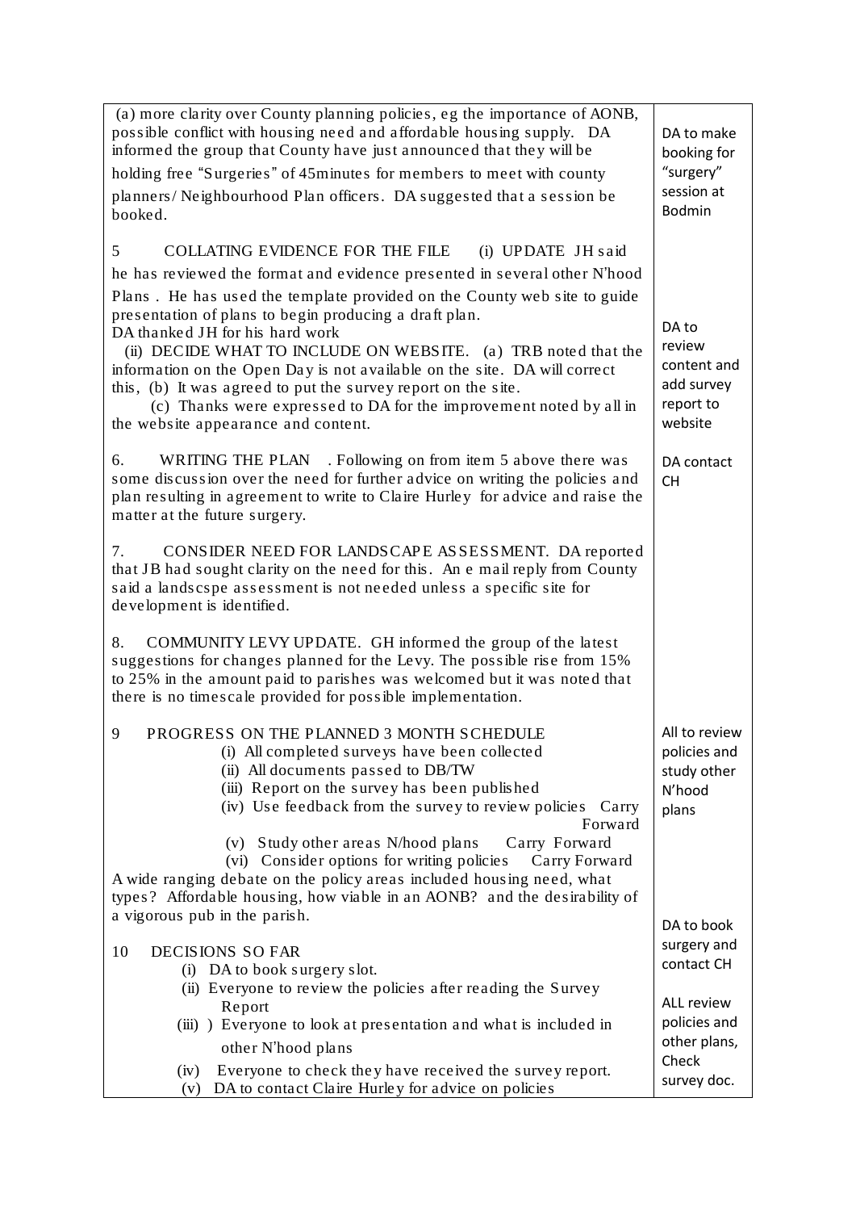| | |
|---|---|
| (a) more clarity over County planning policies, eg the importance of AONB, possible conflict with housing need and affordable housing supply. DA informed the group that County have just announced that they will be holding free "Surgeries" of 45minutes for members to meet with county planners/ Neighbourhood Plan officers. DA suggested that a session be booked. | DA to make booking for "surgery" session at Bodmin |
| 5 COLLATING EVIDENCE FOR THE FILE (i) UPDATE JH said he has reviewed the format and evidence presented in several other N'hood Plans . He has used the template provided on the County web site to guide presentation of plans to begin producing a draft plan.<br>DA thanked JH for his hard work<br>(ii) DECIDE WHAT TO INCLUDE ON WEBSITE. (a) TRB noted that the information on the Open Day is not available on the site. DA will correct this, (b) It was agreed to put the survey report on the site.<br>(c) Thanks were expressed to DA for the improvement noted by all in the website appearance and content. | DA to review content and add survey report to website |
| 6. WRITING THE PLAN . Following on from item 5 above there was some discussion over the need for further advice on writing the policies and plan resulting in agreement to write to Claire Hurley for advice and raise the matter at the future surgery. | DA contact CH |
| 7. CONSIDER NEED FOR LANDSCAPE ASSESSMENT. DA reported that JB had sought clarity on the need for this. An e mail reply from County said a landscspe assessment is not needed unless a specific site for development is identified. | |
| 8. COMMUNITY LEVY UPDATE. GH informed the group of the latest suggestions for changes planned for the Levy. The possible rise from 15% to 25% in the amount paid to parishes was welcomed but it was noted that there is no timescale provided for possible implementation. | |
| 9 PROGRESS ON THE PLANNED 3 MONTH SCHEDULE<br>(i) All completed surveys have been collected<br>(ii) All documents passed to DB/TW<br>(iii) Report on the survey has been published<br>(iv) Use feedback from the survey to review policies Carry Forward<br>(v) Study other areas N/hood plans Carry Forward<br>(vi) Consider options for writing policies Carry Forward<br>A wide ranging debate on the policy areas included housing need, what types? Affordable housing, how viable in an AONB? and the desirability of a vigorous pub in the parish. | All to review policies and study other N'hood plans |
| 10 DECISIONS SO FAR<br>(i) DA to book surgery slot.<br>(ii) Everyone to review the policies after reading the Survey Report<br>(iii) ) Everyone to look at presentation and what is included in other N'hood plans<br>(iv) Everyone to check they have received the survey report.<br>(v) DA to contact Claire Hurley for advice on policies | DA to book surgery and contact CH<br><br>ALL review policies and other plans, Check survey doc. |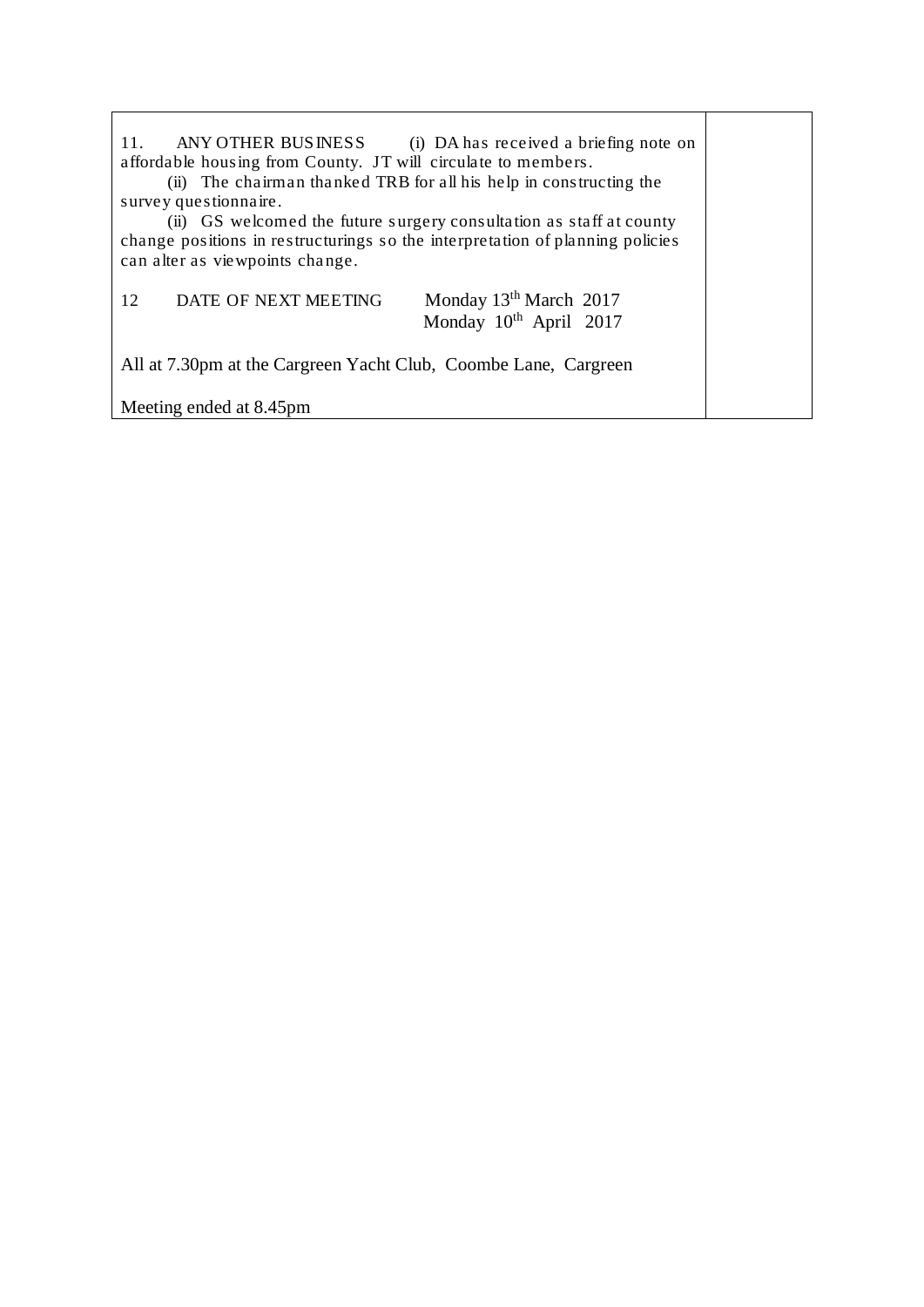| | |
|---|---|
| 11. ANY OTHER BUSINESS (i) DA has received a briefing note on affordable housing from County. JT will circulate to members.<br>(ii) The chairman thanked TRB for all his help in constructing the survey questionnaire.<br>(ii) GS welcomed the future surgery consultation as staff at county change positions in restructurings so the interpretation of planning policies can alter as viewpoints change.<br><br>12 DATE OF NEXT MEETING Monday 13th March 2017<br>Monday 10th April 2017<br><br>All at 7.30pm at the Cargreen Yacht Club, Coombe Lane, Cargreen<br><br>Meeting ended at 8.45pm | |